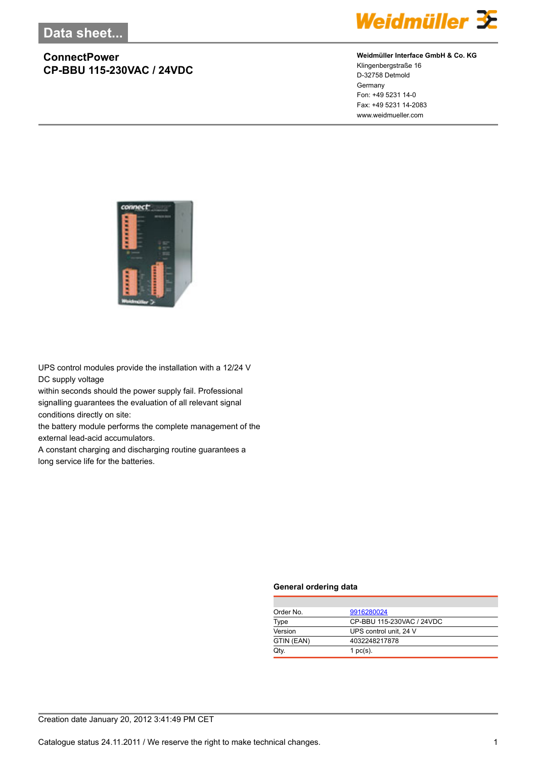# Data sheet...

## ConnectPower
## CP-BBU 115-230VAC / 24VDC

**Weidmüller Interface GmbH & Co. KG**
Klingenbergstraße 16
D-32758 Detmold
Germany
Fon: +49 5231 14-0
Fax: +49 5231 14-2083
www.weidmueller.com

UPS control modules provide the installation with a 12/24 V DC supply voltage
within seconds should the power supply fail. Professional signalling guarantees the evaluation of all relevant signal conditions directly on site:
the battery module performs the complete management of the external lead-acid accumulators.
A constant charging and discharging routine guarantees a long service life for the batteries.

### General ordering data

| | |
|---|---|
| Order No. | 9916280024 |
| Type | CP-BBU 115-230VAC / 24VDC |
| Version | UPS control unit, 24 V |
| GTIN (EAN) | 4032248217878 |
| Qty. | 1 pc(s). |

Creation date January 20, 2012 3:41:49 PM CET

Catalogue status 24.11.2011 / We reserve the right to make technical changes.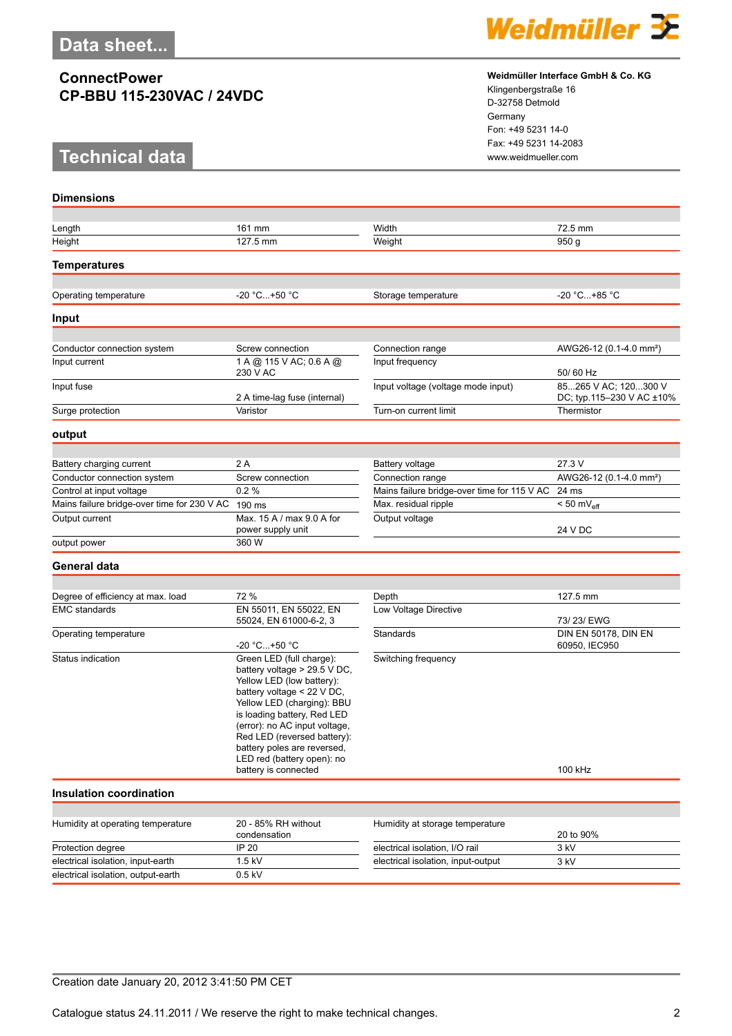# Data sheet...

## ConnectPower
## CP-BBU 115-230VAC / 24VDC

**Weidmüller Interface GmbH & Co. KG**
Klingenbergstraße 16
D-32758 Detmold
Germany
Fon: +49 5231 14-0
Fax: +49 5231 14-2083
www.weidmueller.com

# Technical data

### Dimensions

| | | | |
|---|---|---|---|
| Length | 161 mm | Width | 72.5 mm |
| Height | 127.5 mm | Weight | 950 g |

### Temperatures

| | | | |
|---|---|---|---|
| Operating temperature | -20 °C...+50 °C | Storage temperature | -20 °C...+85 °C |

### Input

| | | | |
|---|---|---|---|
| Conductor connection system | Screw connection | Connection range | AWG26-12 (0.1-4.0 mm²) |
| Input current | 1 A @ 115 V AC; 0.6 A @ 230 V AC | Input frequency | 50/ 60 Hz |
| Input fuse | 2 A time-lag fuse (internal) | Input voltage (voltage mode input) | 85...265 V AC; 120...300 V DC; typ.115–230 V AC ±10% |
| Surge protection | Varistor | Turn-on current limit | Thermistor |

### output

| | | | |
|---|---|---|---|
| Battery charging current | 2 A | Battery voltage | 27.3 V |
| Conductor connection system | Screw connection | Connection range | AWG26-12 (0.1-4.0 mm²) |
| Control at input voltage | 0.2 % | Mains failure bridge-over time for 115 V AC | 24 ms |
| Mains failure bridge-over time for 230 V AC | 190 ms | Max. residual ripple | < 50 $mV_{eff}$ |
| Output current | Max. 15 A / max 9.0 A for power supply unit | Output voltage | 24 V DC |
| output power | 360 W | | |

### General data

| | | | |
|---|---|---|---|
| Degree of efficiency at max. load | 72 % | Depth | 127.5 mm |
| EMC standards | EN 55011, EN 55022, EN 55024, EN 61000-6-2, 3 | Low Voltage Directive | 73/ 23/ EWG |
| Operating temperature | -20 °C...+50 °C | Standards | DIN EN 50178, DIN EN 60950, IEC950 |
| Status indication | Green LED (full charge): battery voltage > 29.5 V DC, Yellow LED (low battery): battery voltage < 22 V DC, Yellow LED (charging): BBU is loading battery, Red LED (error): no AC input voltage, Red LED (reversed battery): battery poles are reversed, LED red (battery open): no battery is connected | Switching frequency | 100 kHz |

### Insulation coordination

| | | | |
|---|---|---|---|
| Humidity at operating temperature | 20 - 85% RH without condensation | Humidity at storage temperature | 20 to 90% |
| Protection degree | IP 20 | electrical isolation, I/O rail | 3 kV |
| electrical isolation, input-earth | 1.5 kV | electrical isolation, input-output | 3 kV |
| electrical isolation, output-earth | 0.5 kV | | |

Creation date January 20, 2012 3:41:50 PM CET

Catalogue status 24.11.2011 / We reserve the right to make technical changes.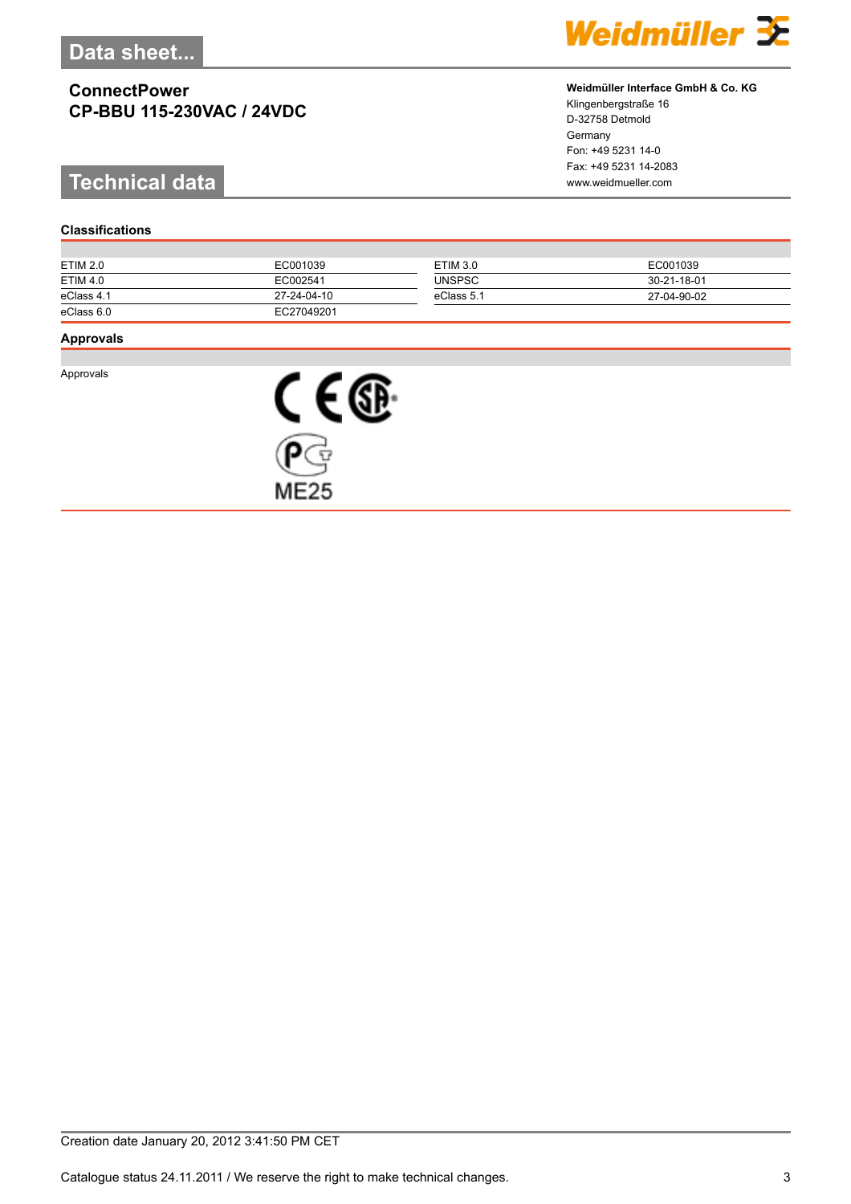# Data sheet...

## ConnectPower
## CP-BBU 115-230VAC / 24VDC

**Weidmüller Interface GmbH & Co. KG**
Klingenbergstraße 16
D-32758 Detmold
Germany
Fon: +49 5231 14-0
Fax: +49 5231 14-2083
www.weidmueller.com

# Technical data

### Classifications

| | | | |
|---|---|---|---|
| ETIM 2.0 | EC001039 | ETIM 3.0 | EC001039 |
| ETIM 4.0 | EC002541 | UNSPSC | 30-21-18-01 |
| eClass 4.1 | 27-24-04-10 | eClass 5.1 | 27-04-90-02 |
| eClass 6.0 | EC27049201 | | |

### Approvals

| | |
|---|---|
| Approvals | CE, CSA, PCT ME25 |

Creation date January 20, 2012 3:41:50 PM CET

Catalogue status 24.11.2011 / We reserve the right to make technical changes.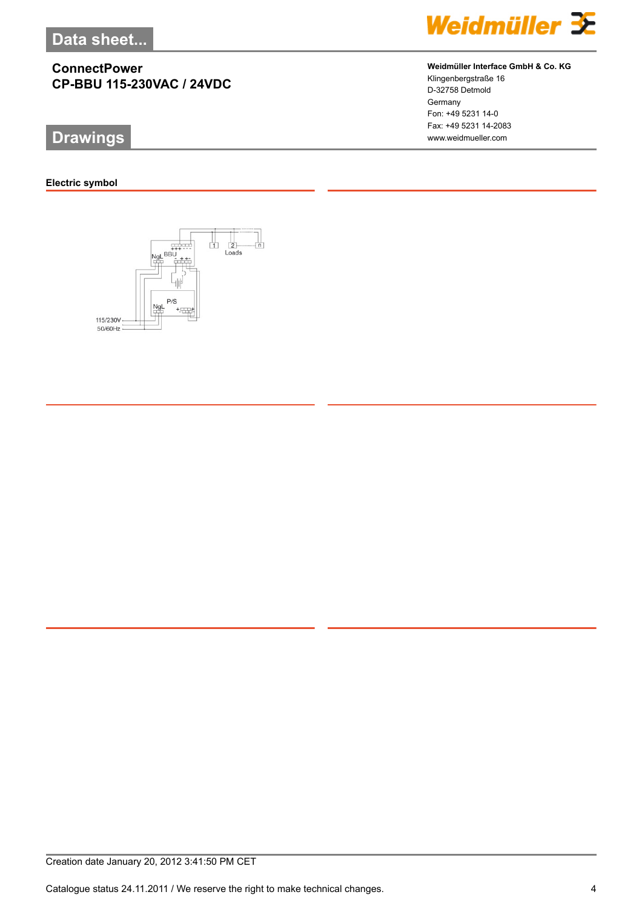## Data sheet...

**ConnectPower**
**CP-BBU 115-230VAC / 24VDC**

**Weidmüller Interface GmbH & Co. KG**
Klingenbergstraße 16
D-32758 Detmold
Germany
Fon: +49 5231 14-0
Fax: +49 5231 14-2083
www.weidmueller.com

# Drawings

### Electric symbol

BBU
NgL
+++
1
2
n
Loads
P/S
NgL
115/230V
50/60Hz

Creation date January 20, 2012 3:41:50 PM CET

Catalogue status 24.11.2011 / We reserve the right to make technical changes.